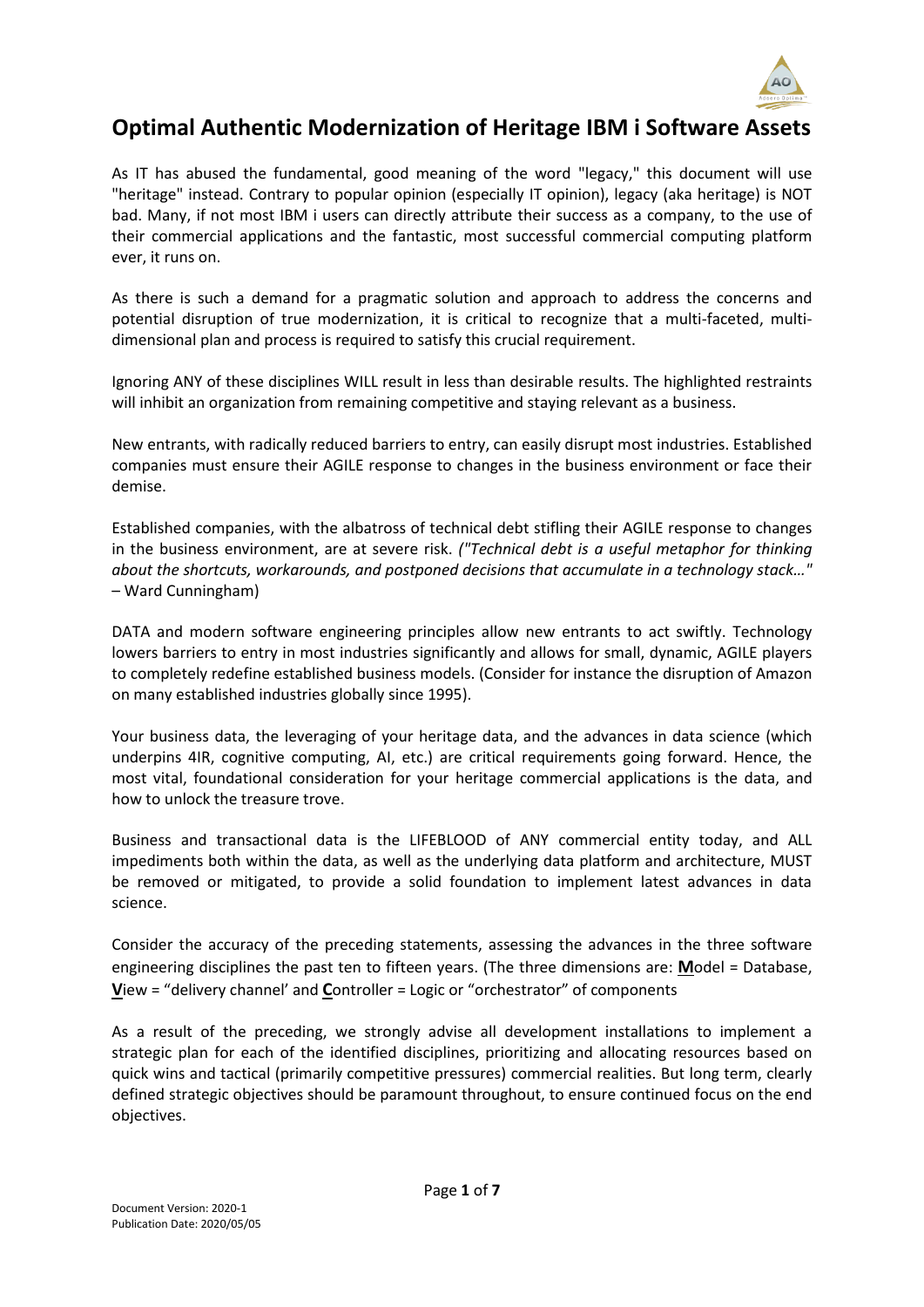# Optimal Authentic Modernization of Heritage IBM i Software Assets

As IT has abused the fundamental, good meaning of the word "legacy," this document will use "heritage" instead. Contrary to popular opinion (especially IT opinion), legacy (aka heritage) is NOT bad. Many, if not most IBM i users can directly attribute their success as a company, to the use of their commercial applications and the fantastic, most successful commercial computing platform ever, it runs on.

As there is such a demand for a pragmatic solution and approach to address the concerns and potential disruption of true modernization, it is critical to recognize that a multi-faceted, multi-dimensional plan and process is required to satisfy this crucial requirement.

Ignoring ANY of these disciplines WILL result in less than desirable results. The highlighted restraints will inhibit an organization from remaining competitive and staying relevant as a business.

New entrants, with radically reduced barriers to entry, can easily disrupt most industries. Established companies must ensure their AGILE response to changes in the business environment or face their demise.

Established companies, with the albatross of technical debt stifling their AGILE response to changes in the business environment, are at severe risk. *("Technical debt is a useful metaphor for thinking about the shortcuts, workarounds, and postponed decisions that accumulate in a technology stack…"* – Ward Cunningham)

DATA and modern software engineering principles allow new entrants to act swiftly. Technology lowers barriers to entry in most industries significantly and allows for small, dynamic, AGILE players to completely redefine established business models. (Consider for instance the disruption of Amazon on many established industries globally since 1995).

Your business data, the leveraging of your heritage data, and the advances in data science (which underpins 4IR, cognitive computing, AI, etc.) are critical requirements going forward. Hence, the most vital, foundational consideration for your heritage commercial applications is the data, and how to unlock the treasure trove.

Business and transactional data is the LIFEBLOOD of ANY commercial entity today, and ALL impediments both within the data, as well as the underlying data platform and architecture, MUST be removed or mitigated, to provide a solid foundation to implement latest advances in data science.

Consider the accuracy of the preceding statements, assessing the advances in the three software engineering disciplines the past ten to fifteen years. (The three dimensions are: **M**odel = Database, **V**iew = "delivery channel' and **C**ontroller = Logic or "orchestrator" of components

As a result of the preceding, we strongly advise all development installations to implement a strategic plan for each of the identified disciplines, prioritizing and allocating resources based on quick wins and tactical (primarily competitive pressures) commercial realities. But long term, clearly defined strategic objectives should be paramount throughout, to ensure continued focus on the end objectives.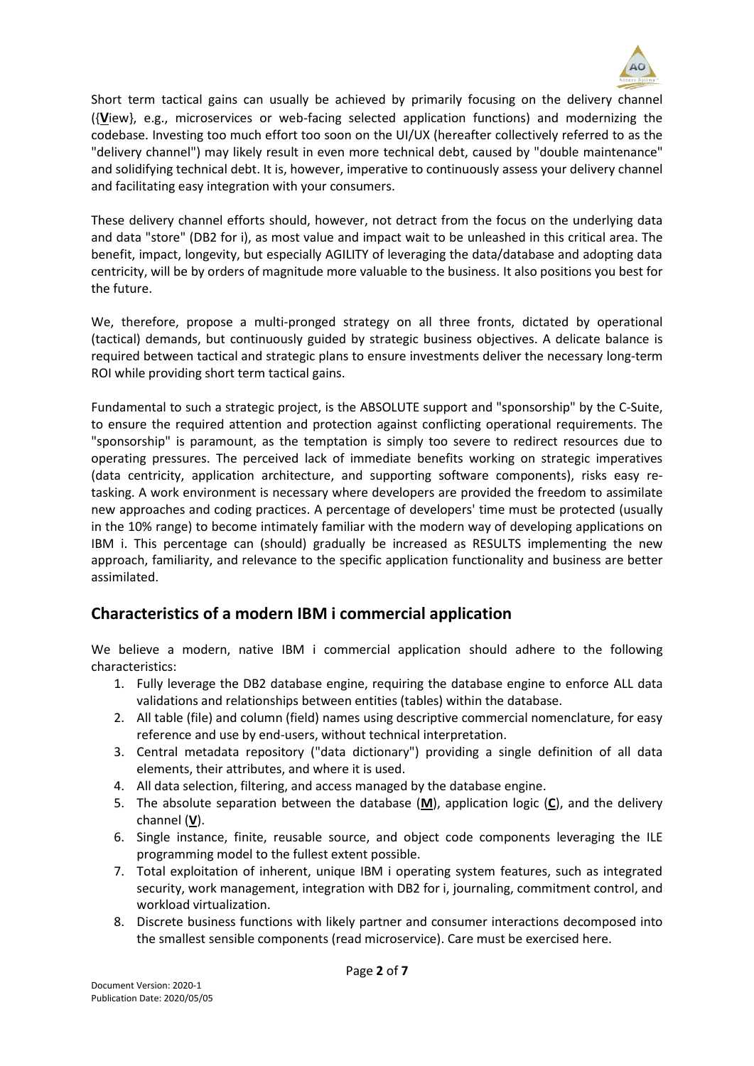Short term tactical gains can usually be achieved by primarily focusing on the delivery channel ({**V**iew}, e.g., microservices or web-facing selected application functions) and modernizing the codebase. Investing too much effort too soon on the UI/UX (hereafter collectively referred to as the "delivery channel") may likely result in even more technical debt, caused by "double maintenance" and solidifying technical debt. It is, however, imperative to continuously assess your delivery channel and facilitating easy integration with your consumers.

These delivery channel efforts should, however, not detract from the focus on the underlying data and data "store" (DB2 for i), as most value and impact wait to be unleashed in this critical area. The benefit, impact, longevity, but especially AGILITY of leveraging the data/database and adopting data centricity, will be by orders of magnitude more valuable to the business. It also positions you best for the future.

We, therefore, propose a multi-pronged strategy on all three fronts, dictated by operational (tactical) demands, but continuously guided by strategic business objectives. A delicate balance is required between tactical and strategic plans to ensure investments deliver the necessary long-term ROI while providing short term tactical gains.

Fundamental to such a strategic project, is the ABSOLUTE support and "sponsorship" by the C-Suite, to ensure the required attention and protection against conflicting operational requirements. The "sponsorship" is paramount, as the temptation is simply too severe to redirect resources due to operating pressures. The perceived lack of immediate benefits working on strategic imperatives (data centricity, application architecture, and supporting software components), risks easy re-tasking. A work environment is necessary where developers are provided the freedom to assimilate new approaches and coding practices. A percentage of developers' time must be protected (usually in the 10% range) to become intimately familiar with the modern way of developing applications on IBM i. This percentage can (should) gradually be increased as RESULTS implementing the new approach, familiarity, and relevance to the specific application functionality and business are better assimilated.

## Characteristics of a modern IBM i commercial application

We believe a modern, native IBM i commercial application should adhere to the following characteristics:

1. Fully leverage the DB2 database engine, requiring the database engine to enforce ALL data validations and relationships between entities (tables) within the database.
2. All table (file) and column (field) names using descriptive commercial nomenclature, for easy reference and use by end-users, without technical interpretation.
3. Central metadata repository ("data dictionary") providing a single definition of all data elements, their attributes, and where it is used.
4. All data selection, filtering, and access managed by the database engine.
5. The absolute separation between the database (**M**), application logic (**C**), and the delivery channel (**V**).
6. Single instance, finite, reusable source, and object code components leveraging the ILE programming model to the fullest extent possible.
7. Total exploitation of inherent, unique IBM i operating system features, such as integrated security, work management, integration with DB2 for i, journaling, commitment control, and workload virtualization.
8. Discrete business functions with likely partner and consumer interactions decomposed into the smallest sensible components (read microservice). Care must be exercised here.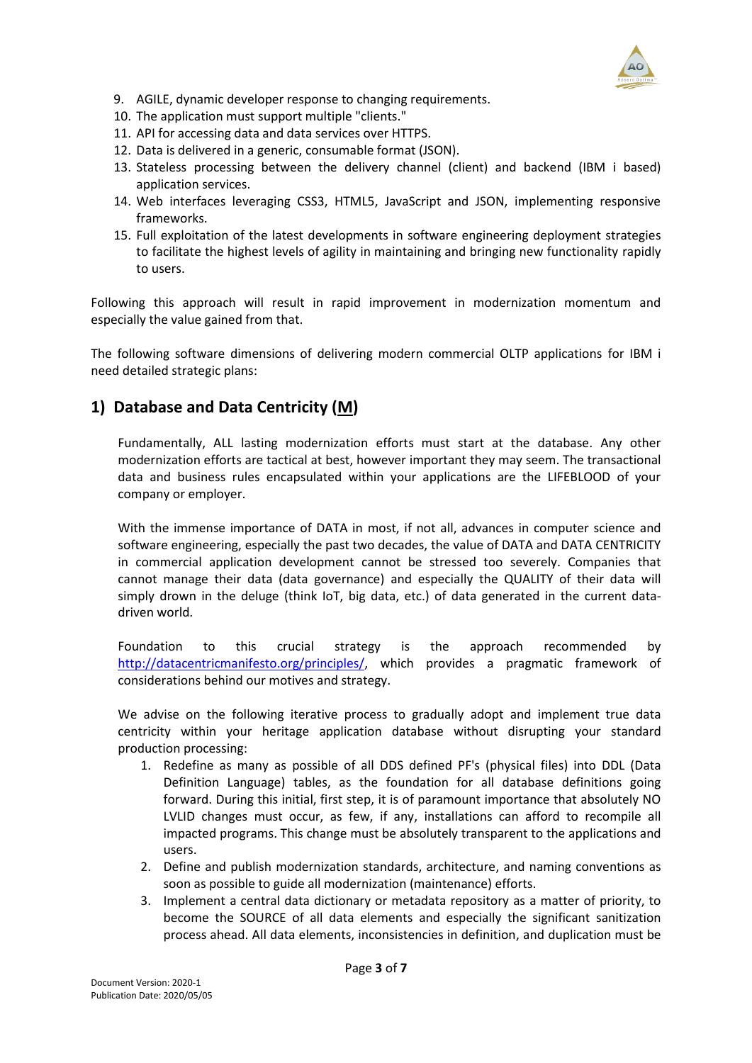9. AGILE, dynamic developer response to changing requirements.
10. The application must support multiple "clients."
11. API for accessing data and data services over HTTPS.
12. Data is delivered in a generic, consumable format (JSON).
13. Stateless processing between the delivery channel (client) and backend (IBM i based) application services.
14. Web interfaces leveraging CSS3, HTML5, JavaScript and JSON, implementing responsive frameworks.
15. Full exploitation of the latest developments in software engineering deployment strategies to facilitate the highest levels of agility in maintaining and bringing new functionality rapidly to users.

Following this approach will result in rapid improvement in modernization momentum and especially the value gained from that.

The following software dimensions of delivering modern commercial OLTP applications for IBM i need detailed strategic plans:

## 1) Database and Data Centricity (M)

Fundamentally, ALL lasting modernization efforts must start at the database. Any other modernization efforts are tactical at best, however important they may seem. The transactional data and business rules encapsulated within your applications are the LIFEBLOOD of your company or employer.

With the immense importance of DATA in most, if not all, advances in computer science and software engineering, especially the past two decades, the value of DATA and DATA CENTRICITY in commercial application development cannot be stressed too severely. Companies that cannot manage their data (data governance) and especially the QUALITY of their data will simply drown in the deluge (think IoT, big data, etc.) of data generated in the current data-driven world.

Foundation to this crucial strategy is the approach recommended by http://datacentricmanifesto.org/principles/, which provides a pragmatic framework of considerations behind our motives and strategy.

We advise on the following iterative process to gradually adopt and implement true data centricity within your heritage application database without disrupting your standard production processing:

1. Redefine as many as possible of all DDS defined PF's (physical files) into DDL (Data Definition Language) tables, as the foundation for all database definitions going forward. During this initial, first step, it is of paramount importance that absolutely NO LVLID changes must occur, as few, if any, installations can afford to recompile all impacted programs. This change must be absolutely transparent to the applications and users.
2. Define and publish modernization standards, architecture, and naming conventions as soon as possible to guide all modernization (maintenance) efforts.
3. Implement a central data dictionary or metadata repository as a matter of priority, to become the SOURCE of all data elements and especially the significant sanitization process ahead. All data elements, inconsistencies in definition, and duplication must be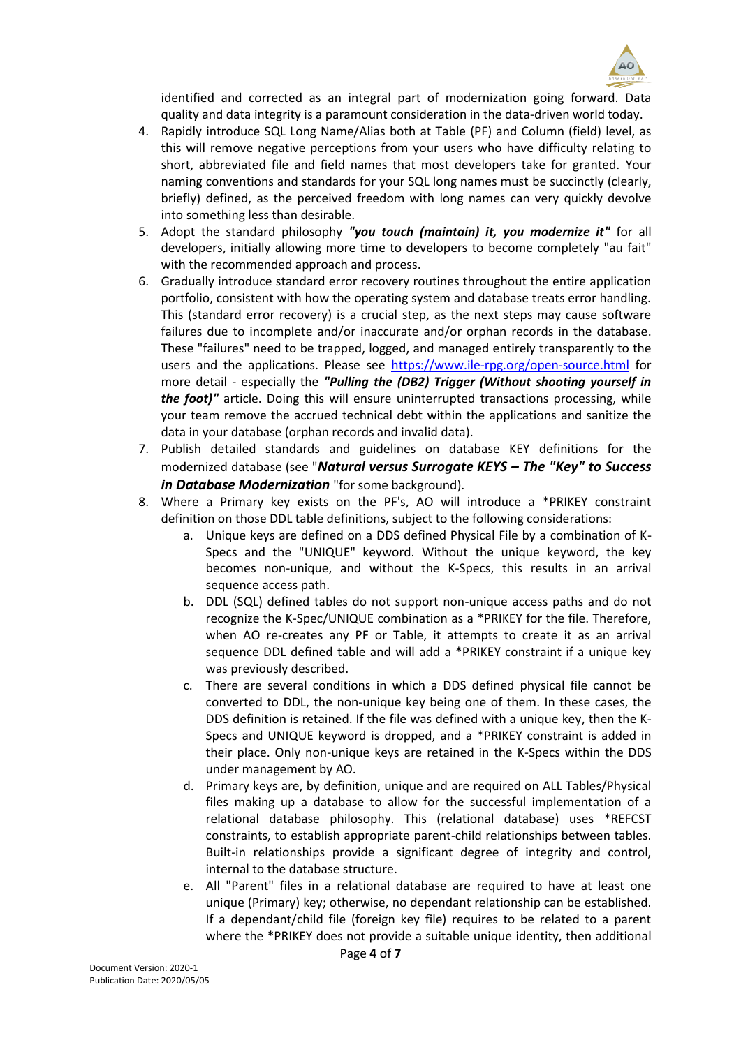identified and corrected as an integral part of modernization going forward. Data quality and data integrity is a paramount consideration in the data-driven world today.

4. Rapidly introduce SQL Long Name/Alias both at Table (PF) and Column (field) level, as this will remove negative perceptions from your users who have difficulty relating to short, abbreviated file and field names that most developers take for granted. Your naming conventions and standards for your SQL long names must be succinctly (clearly, briefly) defined, as the perceived freedom with long names can very quickly devolve into something less than desirable.
5. Adopt the standard philosophy ***"you touch (maintain) it, you modernize it"*** for all developers, initially allowing more time to developers to become completely "au fait" with the recommended approach and process.
6. Gradually introduce standard error recovery routines throughout the entire application portfolio, consistent with how the operating system and database treats error handling. This (standard error recovery) is a crucial step, as the next steps may cause software failures due to incomplete and/or inaccurate and/or orphan records in the database. These "failures" need to be trapped, logged, and managed entirely transparently to the users and the applications. Please see [https://www.ile-rpg.org/open-source.html](https://www.ile-rpg.org/open-source.html) for more detail - especially the ***"Pulling the (DB2) Trigger (Without shooting yourself in the foot)"*** article. Doing this will ensure uninterrupted transactions processing, while your team remove the accrued technical debt within the applications and sanitize the data in your database (orphan records and invalid data).
7. Publish detailed standards and guidelines on database KEY definitions for the modernized database (see "***Natural versus Surrogate KEYS – The "Key" to Success in Database Modernization*** "for some background).
8. Where a Primary key exists on the PF's, AO will introduce a *PRIKEY constraint definition on those DDL table definitions, subject to the following considerations:
    a. Unique keys are defined on a DDS defined Physical File by a combination of K-Specs and the "UNIQUE" keyword. Without the unique keyword, the key becomes non-unique, and without the K-Specs, this results in an arrival sequence access path.
    b. DDL (SQL) defined tables do not support non-unique access paths and do not recognize the K-Spec/UNIQUE combination as a *PRIKEY for the file. Therefore, when AO re-creates any PF or Table, it attempts to create it as an arrival sequence DDL defined table and will add a *PRIKEY constraint if a unique key was previously described.
    c. There are several conditions in which a DDS defined physical file cannot be converted to DDL, the non-unique key being one of them. In these cases, the DDS definition is retained. If the file was defined with a unique key, then the K-Specs and UNIQUE keyword is dropped, and a *PRIKEY constraint is added in their place. Only non-unique keys are retained in the K-Specs within the DDS under management by AO.
    d. Primary keys are, by definition, unique and are required on ALL Tables/Physical files making up a database to allow for the successful implementation of a relational database philosophy. This (relational database) uses *REFCST constraints, to establish appropriate parent-child relationships between tables. Built-in relationships provide a significant degree of integrity and control, internal to the database structure.
    e. All "Parent" files in a relational database are required to have at least one unique (Primary) key; otherwise, no dependant relationship can be established. If a dependant/child file (foreign key file) requires to be related to a parent where the *PRIKEY does not provide a suitable unique identity, then additional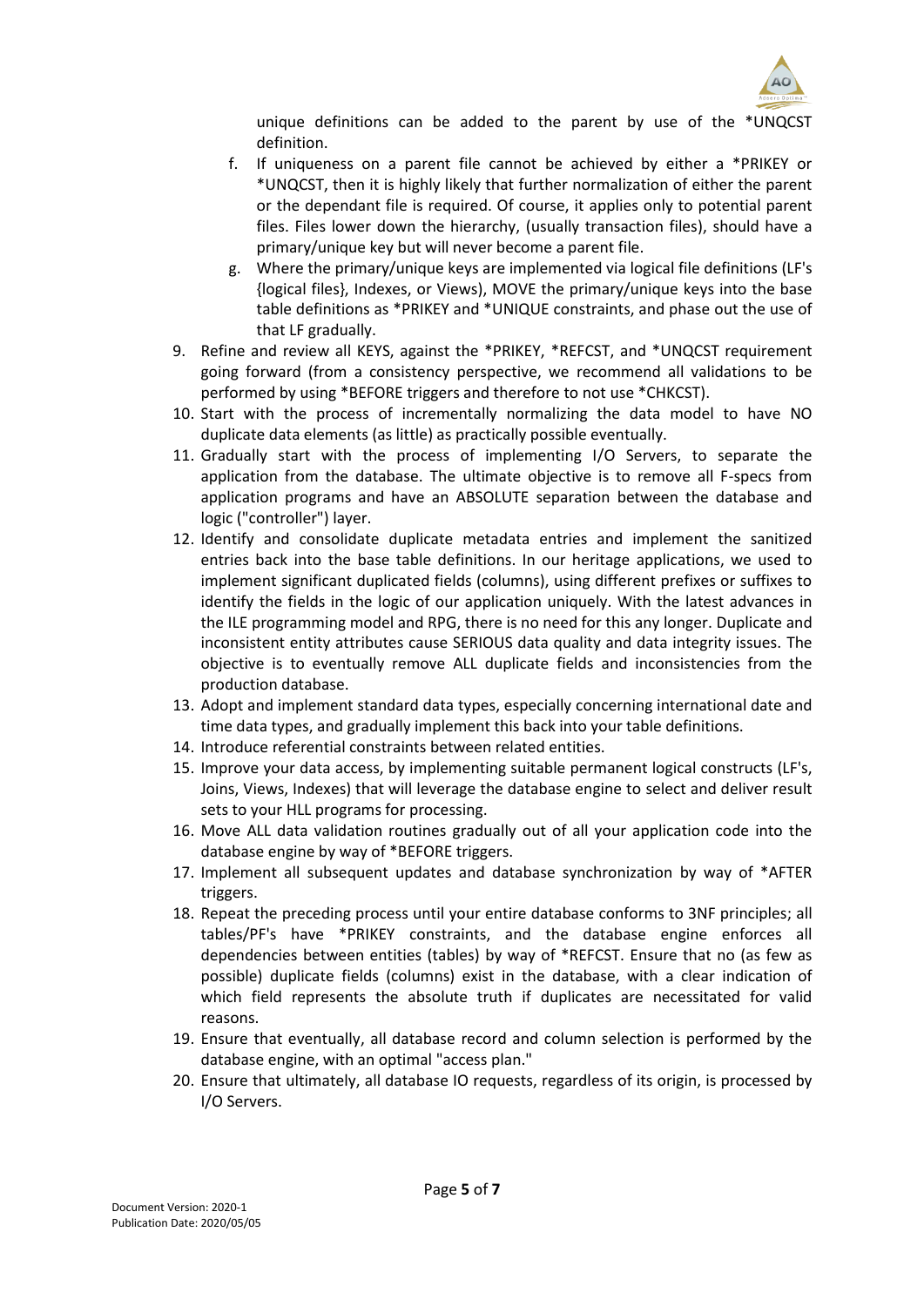unique definitions can be added to the parent by use of the *UNQCST definition.

   f. If uniqueness on a parent file cannot be achieved by either a *PRIKEY or *UNQCST, then it is highly likely that further normalization of either the parent or the dependant file is required. Of course, it applies only to potential parent files. Files lower down the hierarchy, (usually transaction files), should have a primary/unique key but will never become a parent file.
   g. Where the primary/unique keys are implemented via logical file definitions (LF's {logical files}, Indexes, or Views), MOVE the primary/unique keys into the base table definitions as *PRIKEY and *UNIQUE constraints, and phase out the use of that LF gradually.

9. Refine and review all KEYS, against the *PRIKEY, *REFCST, and *UNQCST requirement going forward (from a consistency perspective, we recommend all validations to be performed by using *BEFORE triggers and therefore to not use *CHKCST).
10. Start with the process of incrementally normalizing the data model to have NO duplicate data elements (as little) as practically possible eventually.
11. Gradually start with the process of implementing I/O Servers, to separate the application from the database. The ultimate objective is to remove all F-specs from application programs and have an ABSOLUTE separation between the database and logic ("controller") layer.
12. Identify and consolidate duplicate metadata entries and implement the sanitized entries back into the base table definitions. In our heritage applications, we used to implement significant duplicated fields (columns), using different prefixes or suffixes to identify the fields in the logic of our application uniquely. With the latest advances in the ILE programming model and RPG, there is no need for this any longer. Duplicate and inconsistent entity attributes cause SERIOUS data quality and data integrity issues. The objective is to eventually remove ALL duplicate fields and inconsistencies from the production database.
13. Adopt and implement standard data types, especially concerning international date and time data types, and gradually implement this back into your table definitions.
14. Introduce referential constraints between related entities.
15. Improve your data access, by implementing suitable permanent logical constructs (LF's, Joins, Views, Indexes) that will leverage the database engine to select and deliver result sets to your HLL programs for processing.
16. Move ALL data validation routines gradually out of all your application code into the database engine by way of *BEFORE triggers.
17. Implement all subsequent updates and database synchronization by way of *AFTER triggers.
18. Repeat the preceding process until your entire database conforms to 3NF principles; all tables/PF's have *PRIKEY constraints, and the database engine enforces all dependencies between entities (tables) by way of *REFCST. Ensure that no (as few as possible) duplicate fields (columns) exist in the database, with a clear indication of which field represents the absolute truth if duplicates are necessitated for valid reasons.
19. Ensure that eventually, all database record and column selection is performed by the database engine, with an optimal "access plan."
20. Ensure that ultimately, all database IO requests, regardless of its origin, is processed by I/O Servers.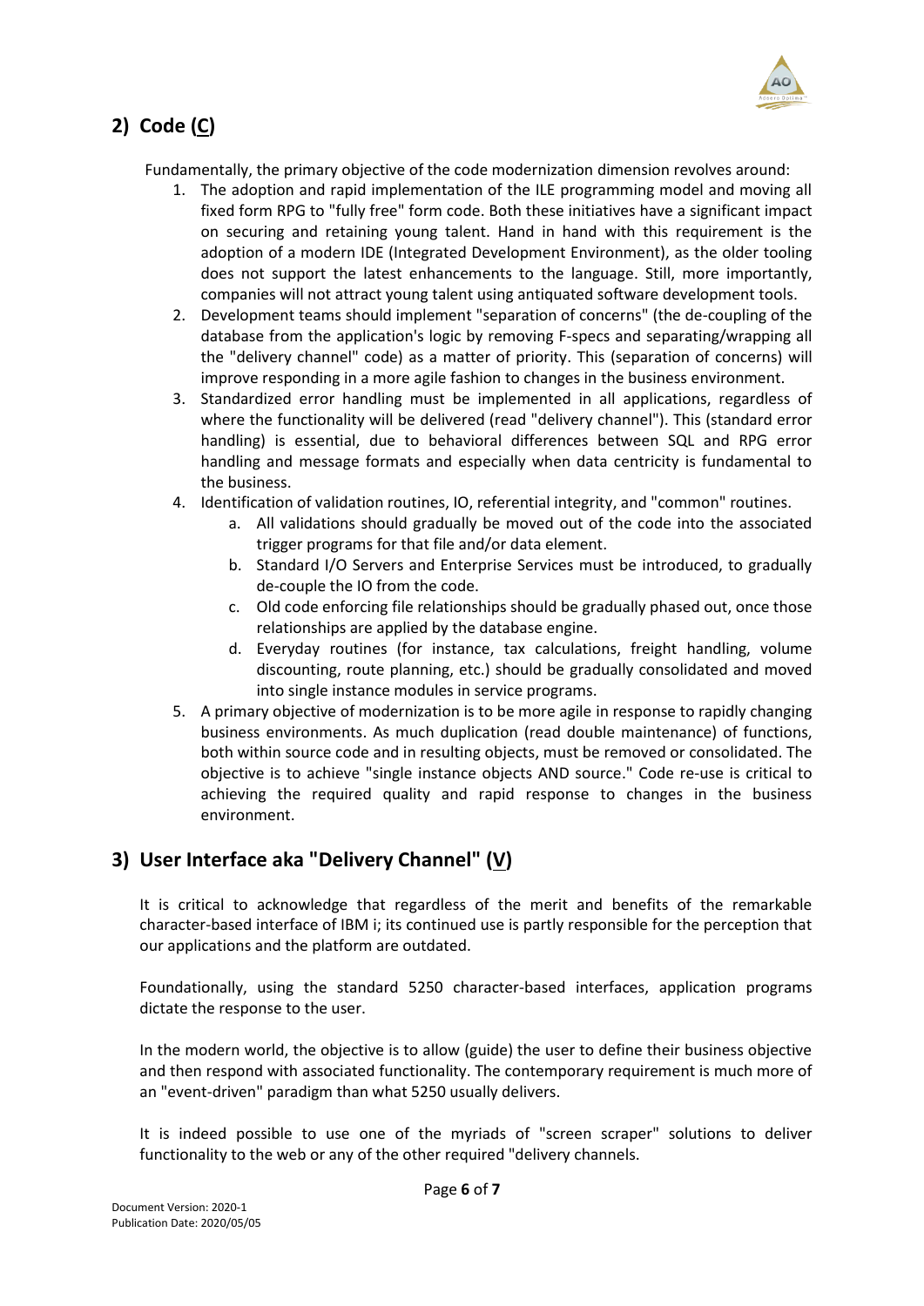## 2) Code (C)

Fundamentally, the primary objective of the code modernization dimension revolves around:

1. The adoption and rapid implementation of the ILE programming model and moving all fixed form RPG to "fully free" form code. Both these initiatives have a significant impact on securing and retaining young talent. Hand in hand with this requirement is the adoption of a modern IDE (Integrated Development Environment), as the older tooling does not support the latest enhancements to the language. Still, more importantly, companies will not attract young talent using antiquated software development tools.
2. Development teams should implement "separation of concerns" (the de-coupling of the database from the application's logic by removing F-specs and separating/wrapping all the "delivery channel" code) as a matter of priority. This (separation of concerns) will improve responding in a more agile fashion to changes in the business environment.
3. Standardized error handling must be implemented in all applications, regardless of where the functionality will be delivered (read "delivery channel"). This (standard error handling) is essential, due to behavioral differences between SQL and RPG error handling and message formats and especially when data centricity is fundamental to the business.
4. Identification of validation routines, IO, referential integrity, and "common" routines.
   a. All validations should gradually be moved out of the code into the associated trigger programs for that file and/or data element.
   b. Standard I/O Servers and Enterprise Services must be introduced, to gradually de-couple the IO from the code.
   c. Old code enforcing file relationships should be gradually phased out, once those relationships are applied by the database engine.
   d. Everyday routines (for instance, tax calculations, freight handling, volume discounting, route planning, etc.) should be gradually consolidated and moved into single instance modules in service programs.
5. A primary objective of modernization is to be more agile in response to rapidly changing business environments. As much duplication (read double maintenance) of functions, both within source code and in resulting objects, must be removed or consolidated. The objective is to achieve "single instance objects AND source." Code re-use is critical to achieving the required quality and rapid response to changes in the business environment.

## 3) User Interface aka "Delivery Channel" (V)

It is critical to acknowledge that regardless of the merit and benefits of the remarkable character-based interface of IBM i; its continued use is partly responsible for the perception that our applications and the platform are outdated.

Foundationally, using the standard 5250 character-based interfaces, application programs dictate the response to the user.

In the modern world, the objective is to allow (guide) the user to define their business objective and then respond with associated functionality. The contemporary requirement is much more of an "event-driven" paradigm than what 5250 usually delivers.

It is indeed possible to use one of the myriads of "screen scraper" solutions to deliver functionality to the web or any of the other required "delivery channels.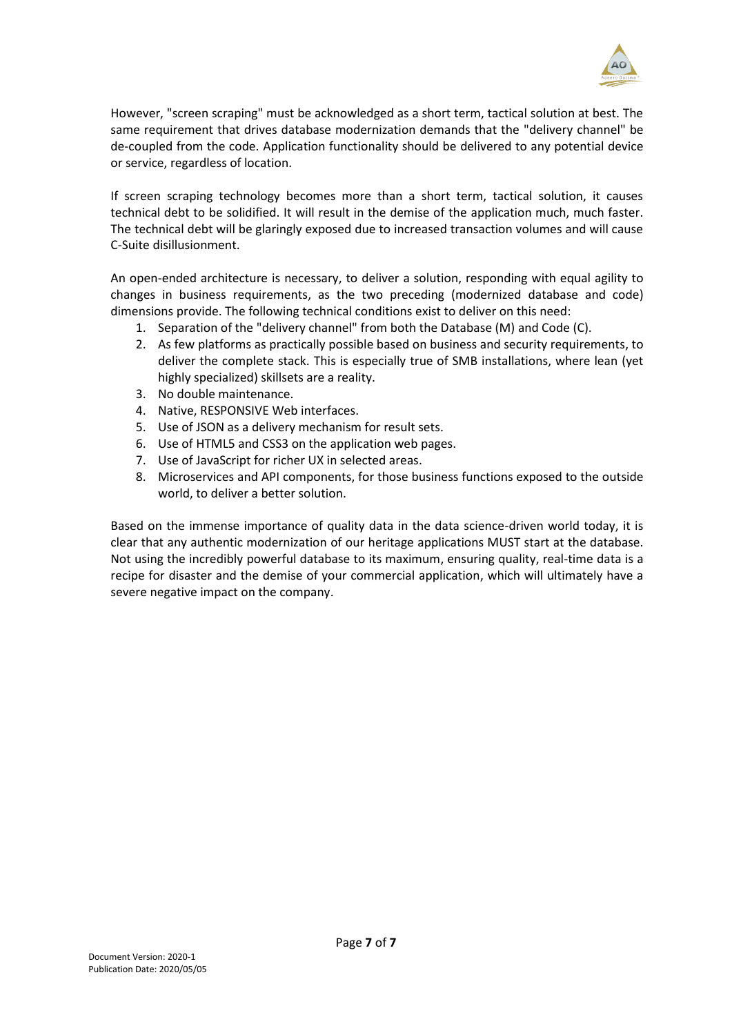However, "screen scraping" must be acknowledged as a short term, tactical solution at best. The same requirement that drives database modernization demands that the "delivery channel" be de-coupled from the code. Application functionality should be delivered to any potential device or service, regardless of location.

If screen scraping technology becomes more than a short term, tactical solution, it causes technical debt to be solidified. It will result in the demise of the application much, much faster. The technical debt will be glaringly exposed due to increased transaction volumes and will cause C-Suite disillusionment.

An open-ended architecture is necessary, to deliver a solution, responding with equal agility to changes in business requirements, as the two preceding (modernized database and code) dimensions provide. The following technical conditions exist to deliver on this need:

1. Separation of the "delivery channel" from both the Database (M) and Code (C).
2. As few platforms as practically possible based on business and security requirements, to deliver the complete stack. This is especially true of SMB installations, where lean (yet highly specialized) skillsets are a reality.
3. No double maintenance.
4. Native, RESPONSIVE Web interfaces.
5. Use of JSON as a delivery mechanism for result sets.
6. Use of HTML5 and CSS3 on the application web pages.
7. Use of JavaScript for richer UX in selected areas.
8. Microservices and API components, for those business functions exposed to the outside world, to deliver a better solution.

Based on the immense importance of quality data in the data science-driven world today, it is clear that any authentic modernization of our heritage applications MUST start at the database. Not using the incredibly powerful database to its maximum, ensuring quality, real-time data is a recipe for disaster and the demise of your commercial application, which will ultimately have a severe negative impact on the company.